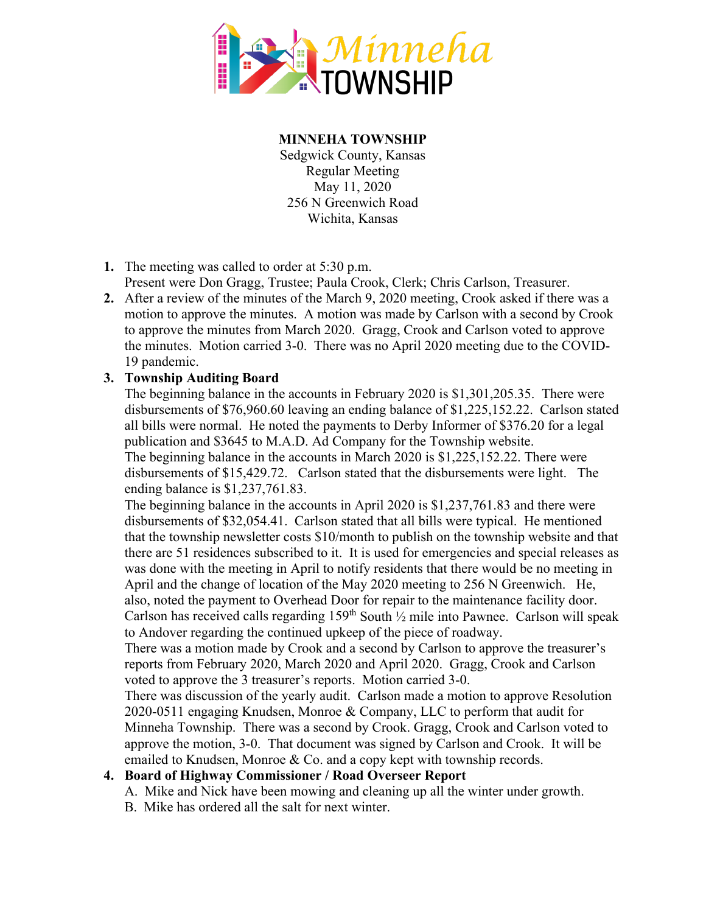**Minneha TOWNSHIP**

**MINNEHA TOWNSHIP**
Sedgwick County, Kansas
Regular Meeting
May 11, 2020
256 N Greenwich Road
Wichita, Kansas

1. The meeting was called to order at 5:30 p.m.
   Present were Don Gragg, Trustee; Paula Crook, Clerk; Chris Carlson, Treasurer.
2. After a review of the minutes of the March 9, 2020 meeting, Crook asked if there was a motion to approve the minutes. A motion was made by Carlson with a second by Crook to approve the minutes from March 2020. Gragg, Crook and Carlson voted to approve the minutes. Motion carried 3-0. There was no April 2020 meeting due to the COVID-19 pandemic.
3. **Township Auditing Board**
   The beginning balance in the accounts in February 2020 is $1,301,205.35. There were disbursements of $76,960.60 leaving an ending balance of $1,225,152.22. Carlson stated all bills were normal. He noted the payments to Derby Informer of $376.20 for a legal publication and $3645 to M.A.D. Ad Company for the Township website.
   The beginning balance in the accounts in March 2020 is $1,225,152.22. There were disbursements of $15,429.72. Carlson stated that the disbursements were light. The ending balance is $1,237,761.83.
   The beginning balance in the accounts in April 2020 is $1,237,761.83 and there were disbursements of $32,054.41. Carlson stated that all bills were typical. He mentioned that the township newsletter costs $10/month to publish on the township website and that there are 51 residences subscribed to it. It is used for emergencies and special releases as was done with the meeting in April to notify residents that there would be no meeting in April and the change of location of the May 2020 meeting to 256 N Greenwich. He, also, noted the payment to Overhead Door for repair to the maintenance facility door. Carlson has received calls regarding 159th South ½ mile into Pawnee. Carlson will speak to Andover regarding the continued upkeep of the piece of roadway.
   There was a motion made by Crook and a second by Carlson to approve the treasurer's reports from February 2020, March 2020 and April 2020. Gragg, Crook and Carlson voted to approve the 3 treasurer's reports. Motion carried 3-0.
   There was discussion of the yearly audit. Carlson made a motion to approve Resolution 2020-0511 engaging Knudsen, Monroe & Company, LLC to perform that audit for Minneha Township. There was a second by Crook. Gragg, Crook and Carlson voted to approve the motion, 3-0. That document was signed by Carlson and Crook. It will be emailed to Knudsen, Monroe & Co. and a copy kept with township records.
4. **Board of Highway Commissioner / Road Overseer Report**
   A. Mike and Nick have been mowing and cleaning up all the winter under growth.
   B. Mike has ordered all the salt for next winter.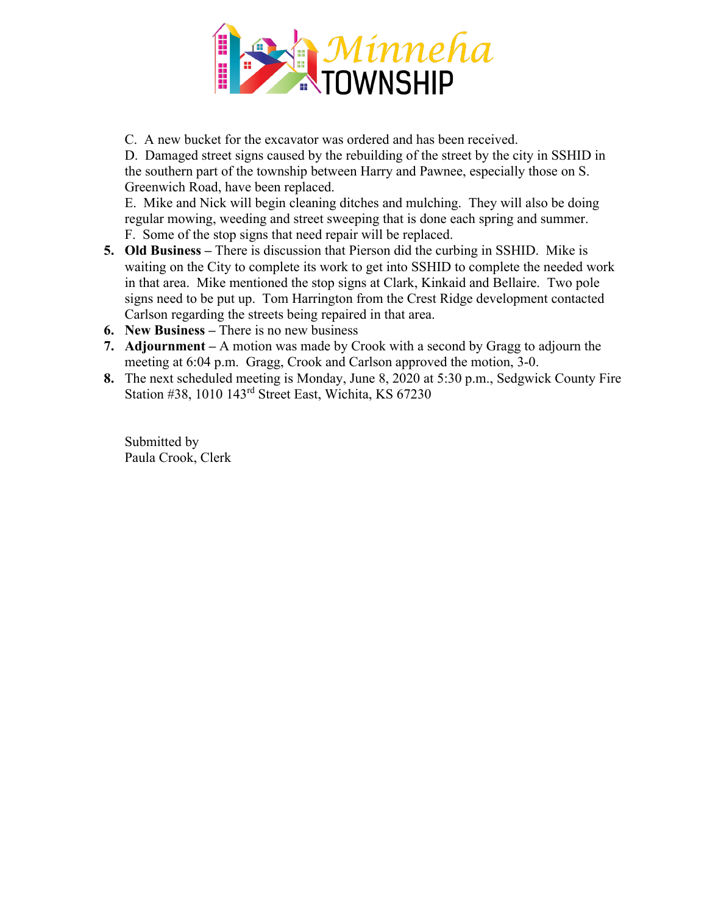C. A new bucket for the excavator was ordered and has been received.
D. Damaged street signs caused by the rebuilding of the street by the city in SSHID in the southern part of the township between Harry and Pawnee, especially those on S. Greenwich Road, have been replaced.
E. Mike and Nick will begin cleaning ditches and mulching. They will also be doing regular mowing, weeding and street sweeping that is done each spring and summer.
F. Some of the stop signs that need repair will be replaced.

5. **Old Business** – There is discussion that Pierson did the curbing in SSHID. Mike is waiting on the City to complete its work to get into SSHID to complete the needed work in that area. Mike mentioned the stop signs at Clark, Kinkaid and Bellaire. Two pole signs need to be put up. Tom Harrington from the Crest Ridge development contacted Carlson regarding the streets being repaired in that area.
6. **New Business** – There is no new business
7. **Adjournment** – A motion was made by Crook with a second by Gragg to adjourn the meeting at 6:04 p.m. Gragg, Crook and Carlson approved the motion, 3-0.
8. The next scheduled meeting is Monday, June 8, 2020 at 5:30 p.m., Sedgwick County Fire Station #38, 1010 143rd Street East, Wichita, KS 67230

Submitted by
Paula Crook, Clerk